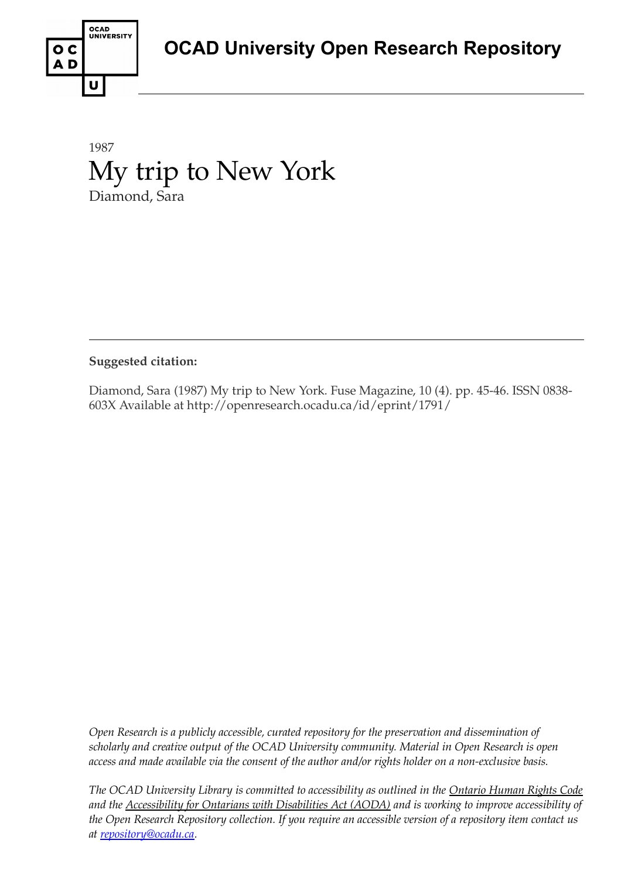# OCAD University Open Research Repository

1987

# My trip to New York

Diamond, Sara

---

**Suggested citation:**

Diamond, Sara (1987) My trip to New York. Fuse Magazine, 10 (4). pp. 45-46. ISSN 0838-603X Available at http://openresearch.ocadu.ca/id/eprint/1791/

*Open Research is a publicly accessible, curated repository for the preservation and dissemination of scholarly and creative output of the OCAD University community. Material in Open Research is open access and made available via the consent of the author and/or rights holder on a non-exclusive basis.*

*The OCAD University Library is committed to accessibility as outlined in the Ontario Human Rights Code and the Accessibility for Ontarians with Disabilities Act (AODA) and is working to improve accessibility of the Open Research Repository collection. If you require an accessible version of a repository item contact us at repository@ocadu.ca.*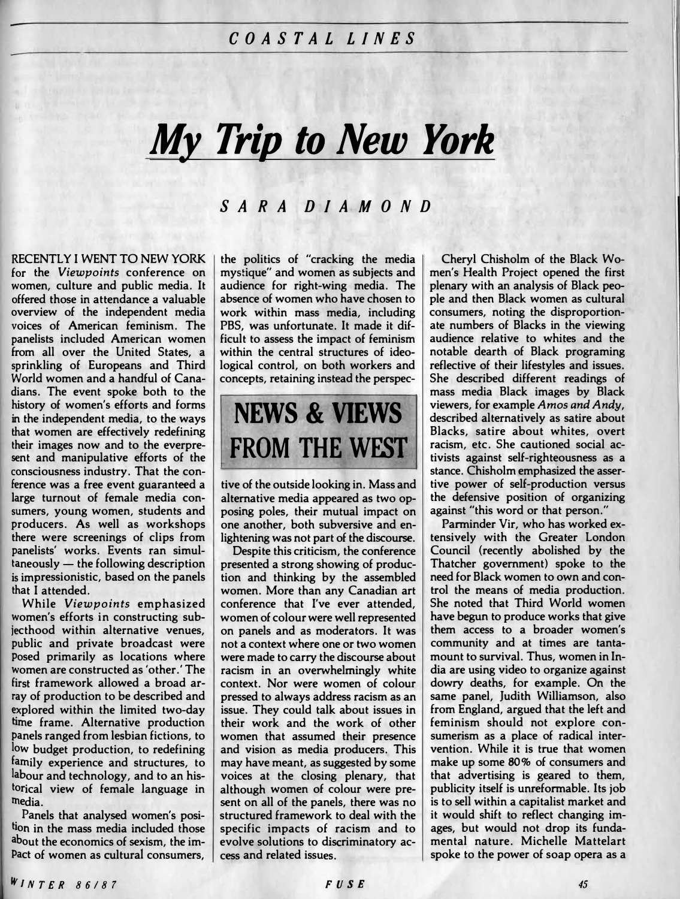# My Trip to New York

## SARA DIAMOND

RECENTLY I WENT TO NEW YORK for the *Viewpoints* conference on women, culture and public media. It offered those in attendance a valuable overview of the independent media voices of American feminism. The panelists included American women from all over the United States, a sprinkling of Europeans and Third World women and a handful of Canadians. The event spoke both to the history of women's efforts and forms in the independent media, to the ways that women are effectively redefining their images now and to the everpresent and manipulative efforts of the consciousness industry. That the conference was a free event guaranteed a large turnout of female media consumers, young women, students and producers. As well as workshops there were screenings of clips from panelists' works. Events ran simultaneously — the following description is impressionistic, based on the panels that I attended.

While *Viewpoints* emphasized women's efforts in constructing subjecthood within alternative venues, public and private broadcast were posed primarily as locations where women are constructed as 'other.' The first framework allowed a broad array of production to be described and explored within the limited two-day time frame. Alternative production panels ranged from lesbian fictions, to low budget production, to redefining family experience and structures, to labour and technology, and to an historical view of female language in media.

Panels that analysed women's position in the mass media included those about the economics of sexism, the impact of women as cultural consumers, the politics of "cracking the media mystique" and women as subjects and audience for right-wing media. The absence of women who have chosen to work within mass media, including PBS, was unfortunate. It made it difficult to assess the impact of feminism within the central structures of ideological control, on both workers and concepts, retaining instead the perspective of the outside looking in. Mass and alternative media appeared as two opposing poles, their mutual impact on one another, both subversive and enlightening was not part of the discourse.

**NEWS & VIEWS FROM THE WEST**

Despite this criticism, the conference presented a strong showing of production and thinking by the assembled women. More than any Canadian art conference that I've ever attended, women of colour were well represented on panels and as moderators. It was not a context where one or two women were made to carry the discourse about racism in an overwhelmingly white context. Nor were women of colour pressed to always address racism as an issue. They could talk about issues in their work and the work of other women that assumed their presence and vision as media producers. This may have meant, as suggested by some voices at the closing plenary, that although women of colour were present on all of the panels, there was no structured framework to deal with the specific impacts of racism and to evolve solutions to discriminatory access and related issues.

Cheryl Chisholm of the Black Women's Health Project opened the first plenary with an analysis of Black people and then Black women as cultural consumers, noting the disproportionate numbers of Blacks in the viewing audience relative to whites and the notable dearth of Black programing reflective of their lifestyles and issues. She described different readings of mass media Black images by Black viewers, for example *Amos and Andy*, described alternatively as satire about Blacks, satire about whites, overt racism, etc. She cautioned social activists against self-righteousness as a stance. Chisholm emphasized the assertive power of self-production versus the defensive position of organizing against "this word or that person."

Parminder Vir, who has worked extensively with the Greater London Council (recently abolished by the Thatcher government) spoke to the need for Black women to own and control the means of media production. She noted that Third World women have begun to produce works that give them access to a broader women's community and at times are tantamount to survival. Thus, women in India are using video to organize against dowry deaths, for example. On the same panel, Judith Williamson, also from England, argued that the left and feminism should not explore consumerism as a place of radical intervention. While it is true that women make up some 80% of consumers and that advertising is geared to them, publicity itself is unreformable. Its job is to sell within a capitalist market and it would shift to reflect changing images, but would not drop its fundamental nature. Michelle Mattelart spoke to the power of soap opera as a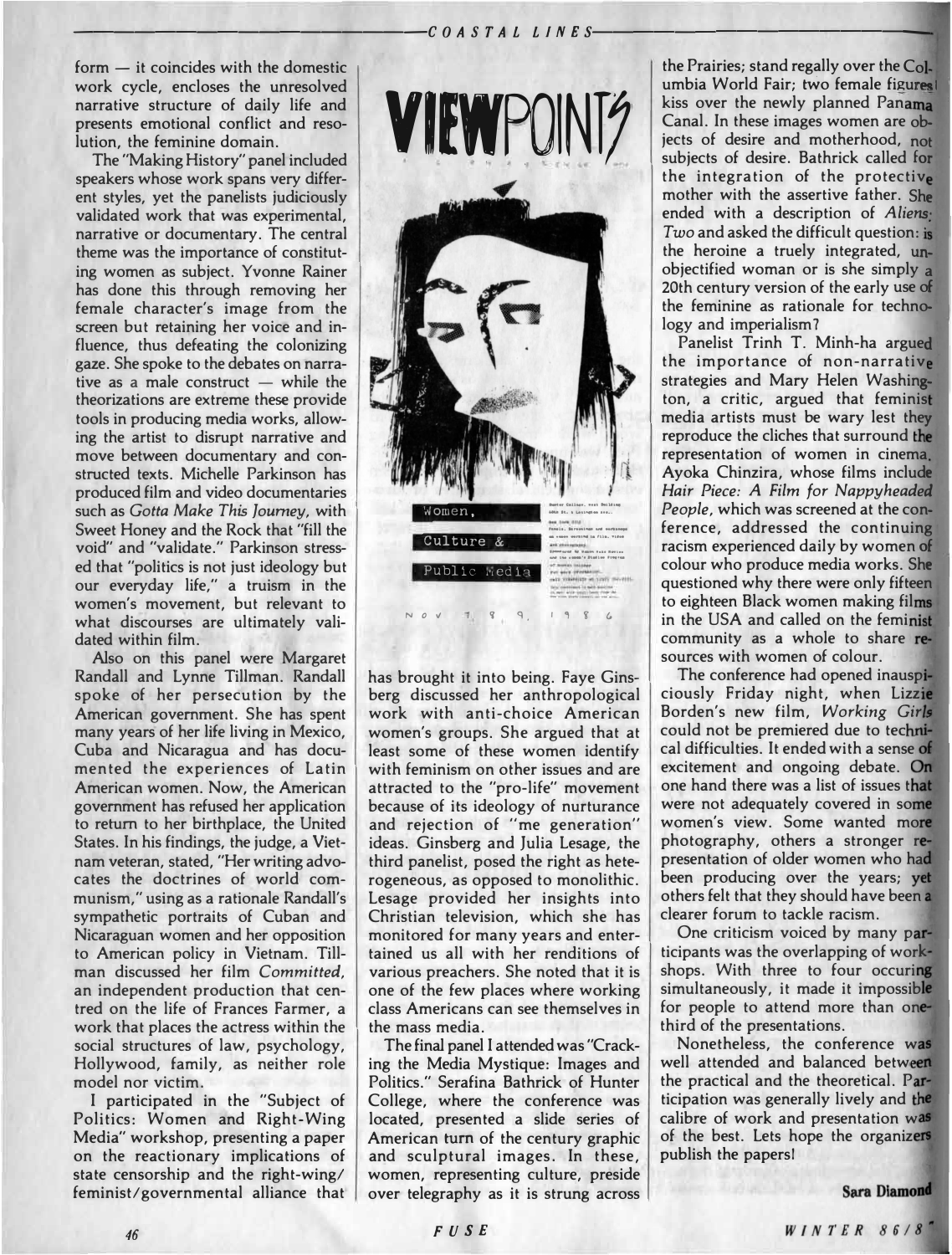form — it coincides with the domestic work cycle, encloses the unresolved narrative structure of daily life and presents emotional conflict and resolution, the feminine domain.

The "Making History" panel included speakers whose work spans very different styles, yet the panelists judiciously validated work that was experimental, narrative or documentary. The central theme was the importance of constituting women as subject. Yvonne Rainer has done this through removing her female character's image from the screen but retaining her voice and influence, thus defeating the colonizing gaze. She spoke to the debates on narrative as a male construct — while the theorizations are extreme these provide tools in producing media works, allowing the artist to disrupt narrative and move between documentary and constructed texts. Michelle Parkinson has produced film and video documentaries such as *Gotta Make This Journey*, with Sweet Honey and the Rock that "fill the void" and "validate." Parkinson stressed that "politics is not just ideology but our everyday life," a truism in the women's movement, but relevant to what discourses are ultimately validated within film.

Also on this panel were Margaret Randall and Lynne Tillman. Randall spoke of her persecution by the American government. She has spent many years of her life living in Mexico, Cuba and Nicaragua and has documented the experiences of Latin American women. Now, the American government has refused her application to return to her birthplace, the United States. In his findings, the judge, a Vietnam veteran, stated, "Her writing advocates the doctrines of world communism," using as a rationale Randall's sympathetic portraits of Cuban and Nicaraguan women and her opposition to American policy in Vietnam. Tillman discussed her film *Committed*, an independent production that centred on the life of Frances Farmer, a work that places the actress within the social structures of law, psychology, Hollywood, family, as neither role model nor victim.

I participated in the "Subject of Politics: Women and Right-Wing Media" workshop, presenting a paper on the reactionary implications of state censorship and the right-wing/feminist/governmental alliance that has brought it into being. Faye Ginsberg discussed her anthropological work with anti-choice American women's groups. She argued that at least some of these women identify with feminism on other issues and are attracted to the "pro-life" movement because of its ideology of nurturance and rejection of "me generation" ideas. Ginsberg and Julia Lesage, the third panelist, posed the right as heterogeneous, as opposed to monolithic. Lesage provided her insights into Christian television, which she has monitored for many years and entertained us all with her renditions of various preachers. She noted that it is one of the few places where working class Americans can see themselves in the mass media.

The final panel I attended was "Cracking the Media Mystique: Images and Politics." Serafina Bathrick of Hunter College, where the conference was located, presented a slide series of American turn of the century graphic and sculptural images. In these, women, representing culture, preside over telegraphy as it is strung across the Prairies; stand regally over the Columbia World Fair; two female figures kiss over the newly planned Panama Canal. In these images women are objects of desire and motherhood, not subjects of desire. Bathrick called for the integration of the protective mother with the assertive father. She ended with a description of *Aliens: Two* and asked the difficult question: is the heroine a truely integrated, unobjectified woman or is she simply a 20th century version of the early use of the feminine as rationale for technology and imperialism?

Panelist Trinh T. Minh-ha argued the importance of non-narrative strategies and Mary Helen Washington, a critic, argued that feminist media artists must be wary lest they reproduce the cliches that surround the representation of women in cinema. Ayoka Chinzira, whose films include *Hair Piece: A Film for Nappyheaded People*, which was screened at the conference, addressed the continuing racism experienced daily by women of colour who produce media works. She questioned why there were only fifteen to eighteen Black women making films in the USA and called on the feminist community as a whole to share resources with women of colour.

The conference had opened inauspiciously Friday night, when Lizzie Borden's new film, *Working Girls* could not be premiered due to technical difficulties. It ended with a sense of excitement and ongoing debate. On one hand there was a list of issues that were not adequately covered in some women's view. Some wanted more photography, others a stronger representation of older women who had been producing over the years; yet others felt that they should have been a clearer forum to tackle racism.

One criticism voiced by many participants was the overlapping of workshops. With three to four occuring simultaneously, it made it impossible for people to attend more than one-third of the presentations.

Nonetheless, the conference was well attended and balanced between the practical and the theoretical. Participation was generally lively and the calibre of work and presentation was of the best. Lets hope the organizers publish the papers!

**Sara Diamond**